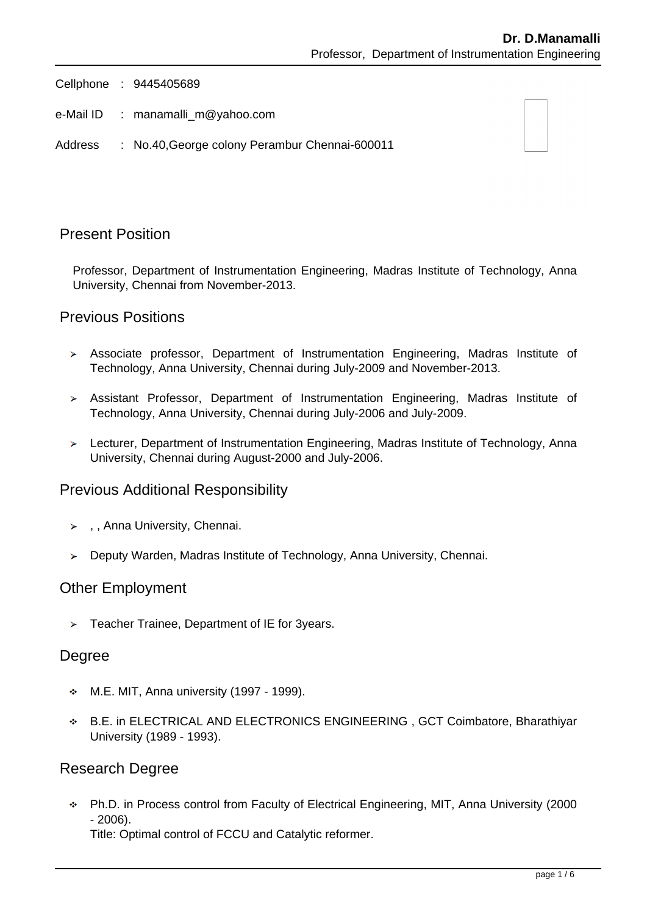**Dr. D.Manamalli**
Professor, Department of Instrumentation Engineering

Cellphone : 9445405689

e-Mail ID : manamalli_m@yahoo.com

Address : No.40,George colony Perambur Chennai-600011

## Present Position

Professor, Department of Instrumentation Engineering, Madras Institute of Technology, Anna University, Chennai from November-2013.

## Previous Positions

- Associate professor, Department of Instrumentation Engineering, Madras Institute of Technology, Anna University, Chennai during July-2009 and November-2013.
- Assistant Professor, Department of Instrumentation Engineering, Madras Institute of Technology, Anna University, Chennai during July-2006 and July-2009.
- Lecturer, Department of Instrumentation Engineering, Madras Institute of Technology, Anna University, Chennai during August-2000 and July-2006.

## Previous Additional Responsibility

- , , Anna University, Chennai.
- Deputy Warden, Madras Institute of Technology, Anna University, Chennai.

## Other Employment

- Teacher Trainee, Department of IE for 3years.

## Degree

- M.E. MIT, Anna university (1997 - 1999).
- B.E. in ELECTRICAL AND ELECTRONICS ENGINEERING , GCT Coimbatore, Bharathiyar University (1989 - 1993).

## Research Degree

- Ph.D. in Process control from Faculty of Electrical Engineering, MIT, Anna University (2000 - 2006).
  Title: Optimal control of FCCU and Catalytic reformer.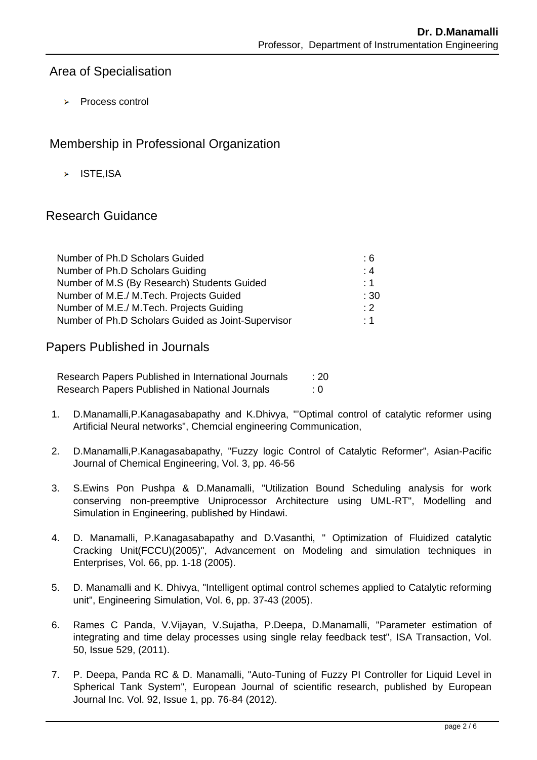## Area of Specialisation

- Process control

## Membership in Professional Organization

- ISTE,ISA

## Research Guidance

| | |
|---|---|
| Number of Ph.D Scholars Guided | : 6 |
| Number of Ph.D Scholars Guiding | : 4 |
| Number of M.S (By Research) Students Guided | : 1 |
| Number of M.E./ M.Tech. Projects Guided | : 30 |
| Number of M.E./ M.Tech. Projects Guiding | : 2 |
| Number of Ph.D Scholars Guided as Joint-Supervisor | : 1 |

## Papers Published in Journals

| | |
|---|---|
| Research Papers Published in International Journals | : 20 |
| Research Papers Published in National Journals | : 0 |

1. D.Manamalli,P.Kanagasabapathy and K.Dhivya, "'Optimal control of catalytic reformer using Artificial Neural networks", Chemcial engineering Communication,
2. D.Manamalli,P.Kanagasabapathy, "Fuzzy logic Control of Catalytic Reformer", Asian-Pacific Journal of Chemical Engineering, Vol. 3, pp. 46-56
3. S.Ewins Pon Pushpa & D.Manamalli, "Utilization Bound Scheduling analysis for work conserving non-preemptive Uniprocessor Architecture using UML-RT", Modelling and Simulation in Engineering, published by Hindawi.
4. D. Manamalli, P.Kanagasabapathy and D.Vasanthi, " Optimization of Fluidized catalytic Cracking Unit(FCCU)(2005)", Advancement on Modeling and simulation techniques in Enterprises, Vol. 66, pp. 1-18 (2005).
5. D. Manamalli and K. Dhivya, "Intelligent optimal control schemes applied to Catalytic reforming unit", Engineering Simulation, Vol. 6, pp. 37-43 (2005).
6. Rames C Panda, V.Vijayan, V.Sujatha, P.Deepa, D.Manamalli, "Parameter estimation of integrating and time delay processes using single relay feedback test", ISA Transaction, Vol. 50, Issue 529, (2011).
7. P. Deepa, Panda RC & D. Manamalli, "Auto-Tuning of Fuzzy PI Controller for Liquid Level in Spherical Tank System", European Journal of scientific research, published by European Journal Inc. Vol. 92, Issue 1, pp. 76-84 (2012).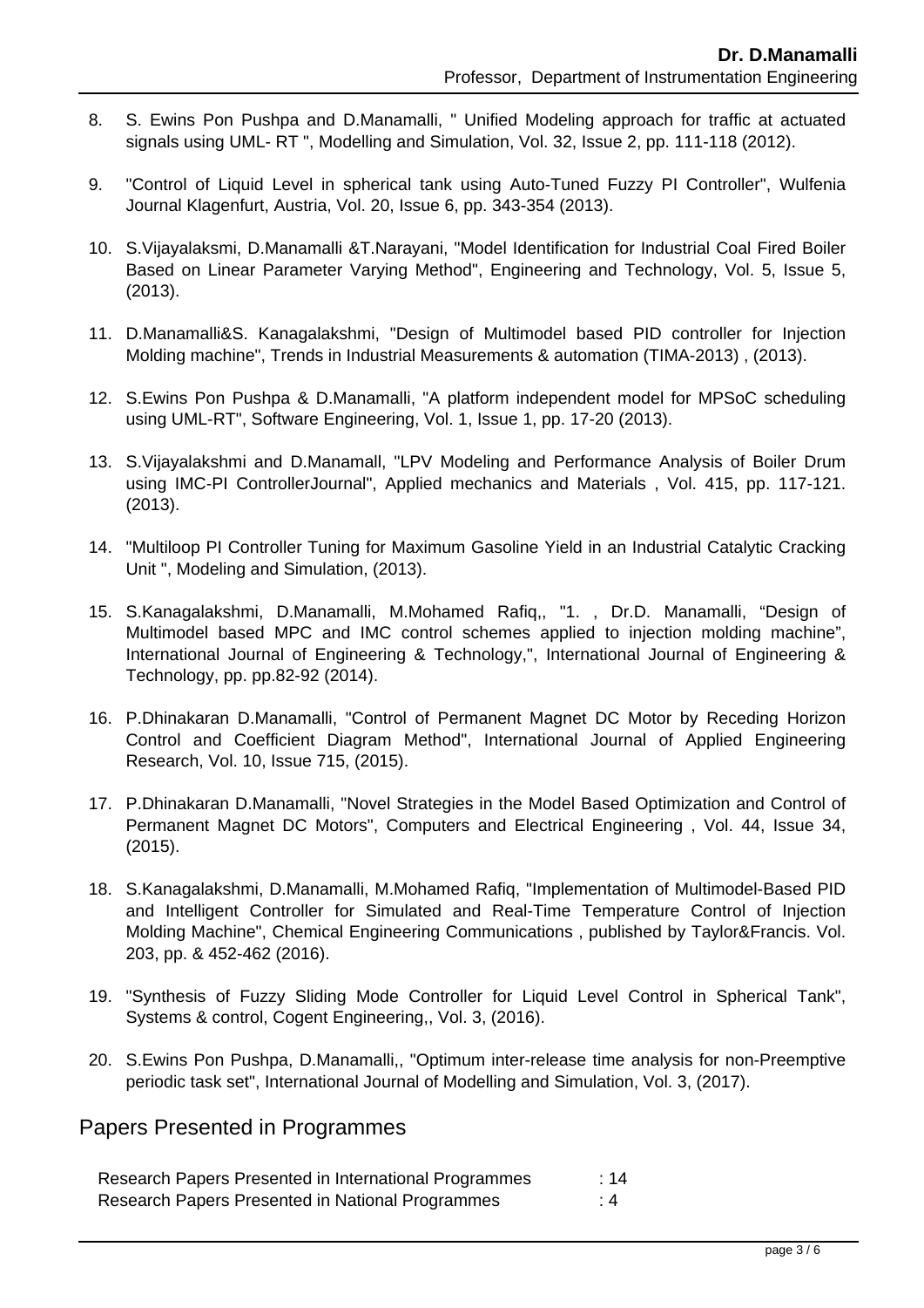8. S. Ewins Pon Pushpa and D.Manamalli, " Unified Modeling approach for traffic at actuated signals using UML- RT ", Modelling and Simulation, Vol. 32, Issue 2, pp. 111-118 (2012).

9. "Control of Liquid Level in spherical tank using Auto-Tuned Fuzzy PI Controller", Wulfenia Journal Klagenfurt, Austria, Vol. 20, Issue 6, pp. 343-354 (2013).

10. S.Vijayalaksmi, D.Manamalli &T.Narayani, "Model Identification for Industrial Coal Fired Boiler Based on Linear Parameter Varying Method", Engineering and Technology, Vol. 5, Issue 5, (2013).

11. D.Manamalli&S. Kanagalakshmi, "Design of Multimodel based PID controller for Injection Molding machine", Trends in Industrial Measurements & automation (TIMA-2013) , (2013).

12. S.Ewins Pon Pushpa & D.Manamalli, "A platform independent model for MPSoC scheduling using UML-RT", Software Engineering, Vol. 1, Issue 1, pp. 17-20 (2013).

13. S.Vijayalakshmi and D.Manamall, "LPV Modeling and Performance Analysis of Boiler Drum using IMC-PI ControllerJournal", Applied mechanics and Materials , Vol. 415, pp. 117-121. (2013).

14. "Multiloop PI Controller Tuning for Maximum Gasoline Yield in an Industrial Catalytic Cracking Unit ", Modeling and Simulation, (2013).

15. S.Kanagalakshmi, D.Manamalli, M.Mohamed Rafiq,, "1. , Dr.D. Manamalli, “Design of Multimodel based MPC and IMC control schemes applied to injection molding machine”, International Journal of Engineering & Technology,", International Journal of Engineering & Technology, pp. pp.82-92 (2014).

16. P.Dhinakaran D.Manamalli, "Control of Permanent Magnet DC Motor by Receding Horizon Control and Coefficient Diagram Method", International Journal of Applied Engineering Research, Vol. 10, Issue 715, (2015).

17. P.Dhinakaran D.Manamalli, "Novel Strategies in the Model Based Optimization and Control of Permanent Magnet DC Motors", Computers and Electrical Engineering , Vol. 44, Issue 34, (2015).

18. S.Kanagalakshmi, D.Manamalli, M.Mohamed Rafiq, "Implementation of Multimodel-Based PID and Intelligent Controller for Simulated and Real-Time Temperature Control of Injection Molding Machine", Chemical Engineering Communications , published by Taylor&Francis. Vol. 203, pp. & 452-462 (2016).

19. "Synthesis of Fuzzy Sliding Mode Controller for Liquid Level Control in Spherical Tank", Systems & control, Cogent Engineering,, Vol. 3, (2016).

20. S.Ewins Pon Pushpa, D.Manamalli,, "Optimum inter-release time analysis for non-Preemptive periodic task set", International Journal of Modelling and Simulation, Vol. 3, (2017).

## Papers Presented in Programmes

| | |
|---|---|
| Research Papers Presented in International Programmes | : 14 |
| Research Papers Presented in National Programmes | : 4 |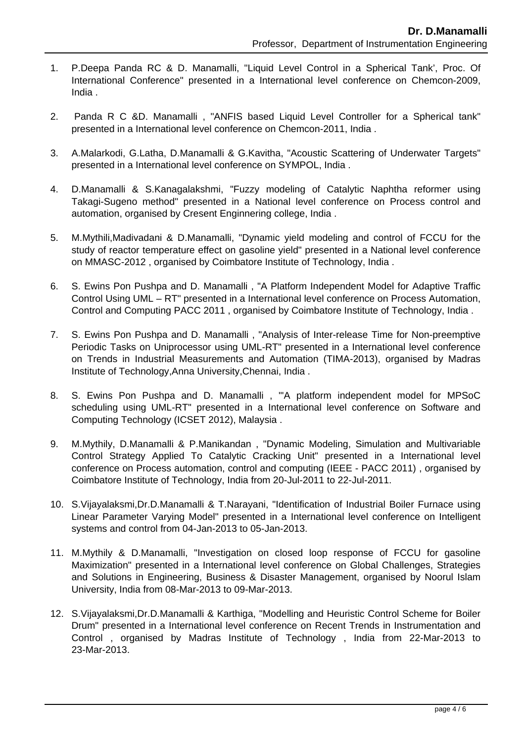1. P.Deepa Panda RC & D. Manamalli, "Liquid Level Control in a Spherical Tank', Proc. Of International Conference" presented in a International level conference on Chemcon-2009, India .

2. Panda R C &D. Manamalli , "ANFIS based Liquid Level Controller for a Spherical tank" presented in a International level conference on Chemcon-2011, India .

3. A.Malarkodi, G.Latha, D.Manamalli & G.Kavitha, "Acoustic Scattering of Underwater Targets" presented in a International level conference on SYMPOL, India .

4. D.Manamalli & S.Kanagalakshmi, "Fuzzy modeling of Catalytic Naphtha reformer using Takagi-Sugeno method" presented in a National level conference on Process control and automation, organised by Cresent Enginnering college, India .

5. M.Mythili,Madivadani & D.Manamalli, "Dynamic yield modeling and control of FCCU for the study of reactor temperature effect on gasoline yield" presented in a National level conference on MMASC-2012 , organised by Coimbatore Institute of Technology, India .

6. S. Ewins Pon Pushpa and D. Manamalli , "A Platform Independent Model for Adaptive Traffic Control Using UML – RT" presented in a International level conference on Process Automation, Control and Computing PACC 2011 , organised by Coimbatore Institute of Technology, India .

7. S. Ewins Pon Pushpa and D. Manamalli , "Analysis of Inter-release Time for Non-preemptive Periodic Tasks on Uniprocessor using UML-RT" presented in a International level conference on Trends in Industrial Measurements and Automation (TIMA-2013), organised by Madras Institute of Technology,Anna University,Chennai, India .

8. S. Ewins Pon Pushpa and D. Manamalli , "'A platform independent model for MPSoC scheduling using UML-RT" presented in a International level conference on Software and Computing Technology (ICSET 2012), Malaysia .

9. M.Mythily, D.Manamalli & P.Manikandan , "Dynamic Modeling, Simulation and Multivariable Control Strategy Applied To Catalytic Cracking Unit" presented in a International level conference on Process automation, control and computing (IEEE - PACC 2011) , organised by Coimbatore Institute of Technology, India from 20-Jul-2011 to 22-Jul-2011.

10. S.Vijayalaksmi,Dr.D.Manamalli & T.Narayani, "Identification of Industrial Boiler Furnace using Linear Parameter Varying Model" presented in a International level conference on Intelligent systems and control from 04-Jan-2013 to 05-Jan-2013.

11. M.Mythily & D.Manamalli, "Investigation on closed loop response of FCCU for gasoline Maximization" presented in a International level conference on Global Challenges, Strategies and Solutions in Engineering, Business & Disaster Management, organised by Noorul Islam University, India from 08-Mar-2013 to 09-Mar-2013.

12. S.Vijayalaksmi,Dr.D.Manamalli & Karthiga, "Modelling and Heuristic Control Scheme for Boiler Drum" presented in a International level conference on Recent Trends in Instrumentation and Control , organised by Madras Institute of Technology , India from 22-Mar-2013 to 23-Mar-2013.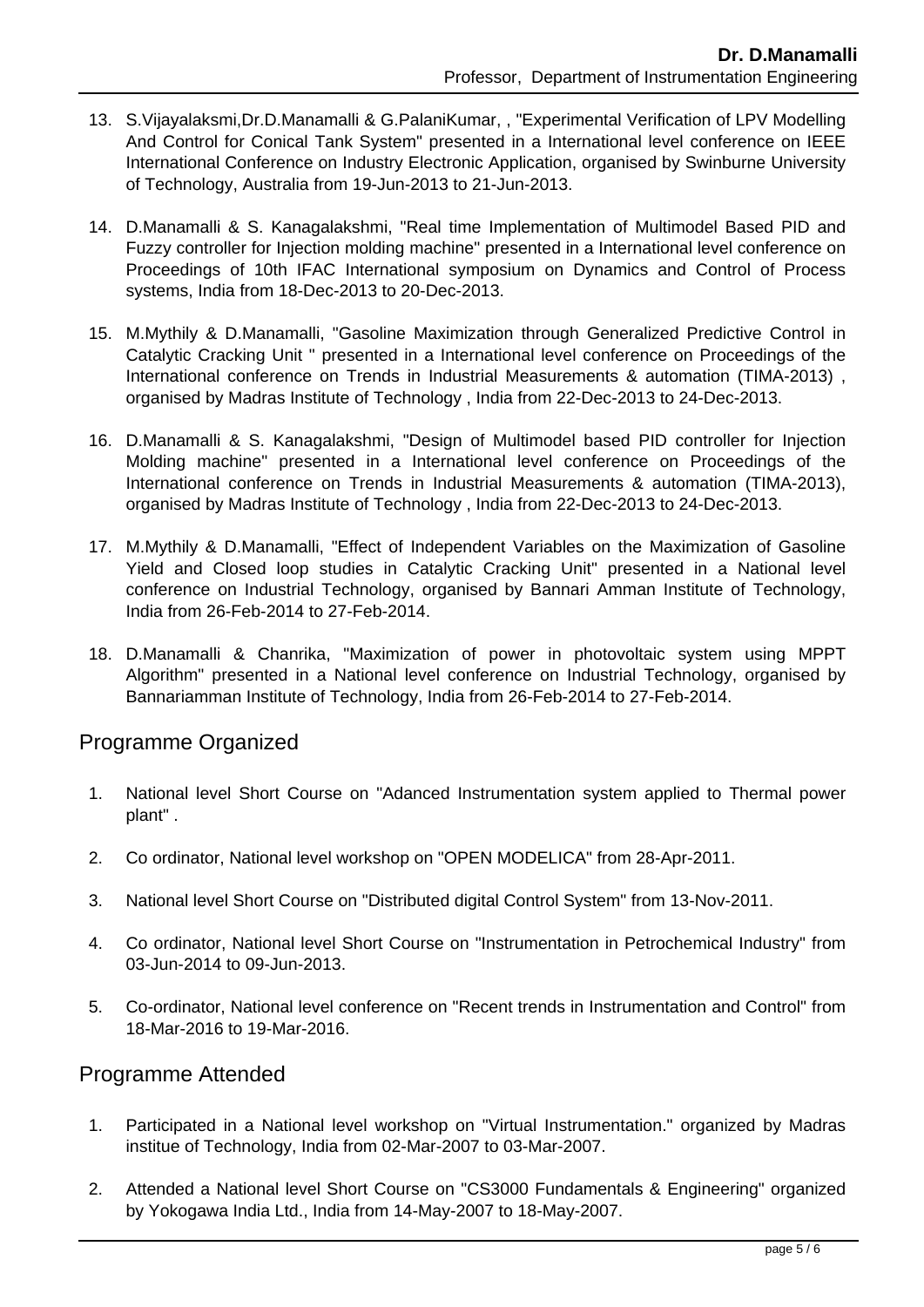13. S.Vijayalaksmi,Dr.D.Manamalli & G.PalaniKumar, , "Experimental Verification of LPV Modelling And Control for Conical Tank System" presented in a International level conference on IEEE International Conference on Industry Electronic Application, organised by Swinburne University of Technology, Australia from 19-Jun-2013 to 21-Jun-2013.

14. D.Manamalli & S. Kanagalakshmi, "Real time Implementation of Multimodel Based PID and Fuzzy controller for Injection molding machine" presented in a International level conference on Proceedings of 10th IFAC International symposium on Dynamics and Control of Process systems, India from 18-Dec-2013 to 20-Dec-2013.

15. M.Mythily & D.Manamalli, "Gasoline Maximization through Generalized Predictive Control in Catalytic Cracking Unit " presented in a International level conference on Proceedings of the International conference on Trends in Industrial Measurements & automation (TIMA-2013) , organised by Madras Institute of Technology , India from 22-Dec-2013 to 24-Dec-2013.

16. D.Manamalli & S. Kanagalakshmi, "Design of Multimodel based PID controller for Injection Molding machine" presented in a International level conference on Proceedings of the International conference on Trends in Industrial Measurements & automation (TIMA-2013), organised by Madras Institute of Technology , India from 22-Dec-2013 to 24-Dec-2013.

17. M.Mythily & D.Manamalli, "Effect of Independent Variables on the Maximization of Gasoline Yield and Closed loop studies in Catalytic Cracking Unit" presented in a National level conference on Industrial Technology, organised by Bannari Amman Institute of Technology, India from 26-Feb-2014 to 27-Feb-2014.

18. D.Manamalli & Chanrika, "Maximization of power in photovoltaic system using MPPT Algorithm" presented in a National level conference on Industrial Technology, organised by Bannariamman Institute of Technology, India from 26-Feb-2014 to 27-Feb-2014.

## Programme Organized

1. National level Short Course on "Adanced Instrumentation system applied to Thermal power plant" .

2. Co ordinator, National level workshop on "OPEN MODELICA" from 28-Apr-2011.

3. National level Short Course on "Distributed digital Control System" from 13-Nov-2011.

4. Co ordinator, National level Short Course on "Instrumentation in Petrochemical Industry" from 03-Jun-2014 to 09-Jun-2013.

5. Co-ordinator, National level conference on "Recent trends in Instrumentation and Control" from 18-Mar-2016 to 19-Mar-2016.

## Programme Attended

1. Participated in a National level workshop on "Virtual Instrumentation." organized by Madras institue of Technology, India from 02-Mar-2007 to 03-Mar-2007.

2. Attended a National level Short Course on "CS3000 Fundamentals & Engineering" organized by Yokogawa India Ltd., India from 14-May-2007 to 18-May-2007.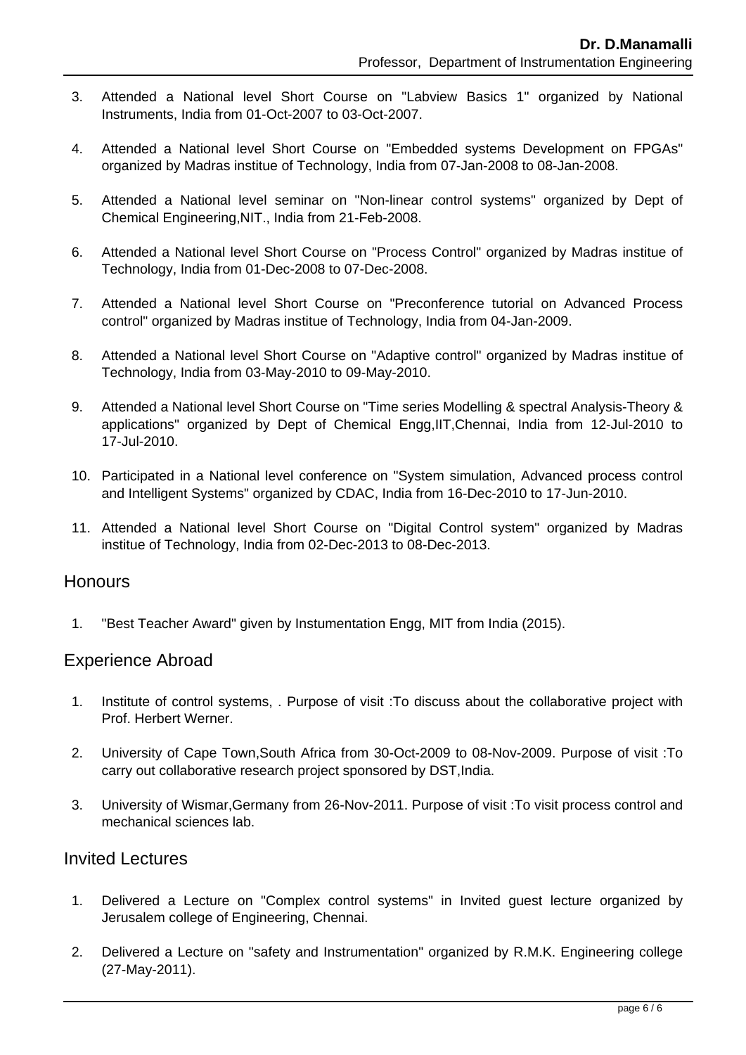3. Attended a National level Short Course on "Labview Basics 1" organized by National Instruments, India from 01-Oct-2007 to 03-Oct-2007.
4. Attended a National level Short Course on "Embedded systems Development on FPGAs" organized by Madras institue of Technology, India from 07-Jan-2008 to 08-Jan-2008.
5. Attended a National level seminar on "Non-linear control systems" organized by Dept of Chemical Engineering,NIT., India from 21-Feb-2008.
6. Attended a National level Short Course on "Process Control" organized by Madras institue of Technology, India from 01-Dec-2008 to 07-Dec-2008.
7. Attended a National level Short Course on "Preconference tutorial on Advanced Process control" organized by Madras institue of Technology, India from 04-Jan-2009.
8. Attended a National level Short Course on "Adaptive control" organized by Madras institue of Technology, India from 03-May-2010 to 09-May-2010.
9. Attended a National level Short Course on "Time series Modelling & spectral Analysis-Theory & applications" organized by Dept of Chemical Engg,IIT,Chennai, India from 12-Jul-2010 to 17-Jul-2010.
10. Participated in a National level conference on "System simulation, Advanced process control and Intelligent Systems" organized by CDAC, India from 16-Dec-2010 to 17-Jun-2010.
11. Attended a National level Short Course on "Digital Control system" organized by Madras institue of Technology, India from 02-Dec-2013 to 08-Dec-2013.

## Honours

1. "Best Teacher Award" given by Instumentation Engg, MIT from India (2015).

## Experience Abroad

1. Institute of control systems, . Purpose of visit :To discuss about the collaborative project with Prof. Herbert Werner.
2. University of Cape Town,South Africa from 30-Oct-2009 to 08-Nov-2009. Purpose of visit :To carry out collaborative research project sponsored by DST,India.
3. University of Wismar,Germany from 26-Nov-2011. Purpose of visit :To visit process control and mechanical sciences lab.

## Invited Lectures

1. Delivered a Lecture on "Complex control systems" in Invited guest lecture organized by Jerusalem college of Engineering, Chennai.
2. Delivered a Lecture on "safety and Instrumentation" organized by R.M.K. Engineering college (27-May-2011).